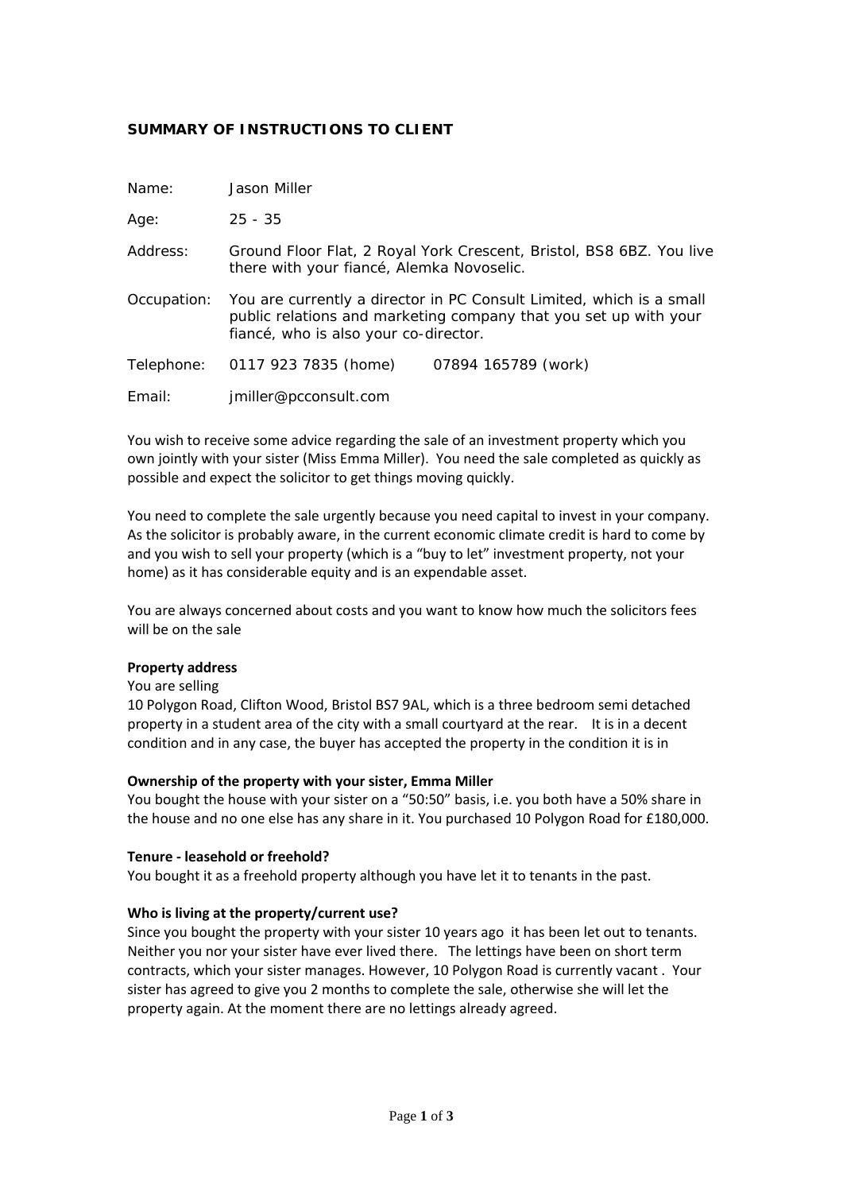**SUMMARY OF INSTRUCTIONS TO CLIENT**

| | | |
|---|---|---|
| Name: | Jason Miller | |
| Age: | 25 - 35 | |
| Address: | Ground Floor Flat, 2 Royal York Crescent, Bristol, BS8 6BZ. You live there with your fiancé, Alemka Novoselic. | |
| Occupation: | You are currently a director in PC Consult Limited, which is a small public relations and marketing company that you set up with your fiancé, who is also your co-director. | |
| Telephone: | 0117 923 7835 (home) | 07894 165789 (work) |
| Email: | jmiller@pcconsult.com | |

You wish to receive some advice regarding the sale of an investment property which you own jointly with your sister (Miss Emma Miller). You need the sale completed as quickly as possible and expect the solicitor to get things moving quickly.

You need to complete the sale urgently because you need capital to invest in your company. As the solicitor is probably aware, in the current economic climate credit is hard to come by and you wish to sell your property (which is a "buy to let" investment property, not your home) as it has considerable equity and is an expendable asset.

You are always concerned about costs and you want to know how much the solicitors fees will be on the sale

**Property address**

You are selling

10 Polygon Road, Clifton Wood, Bristol BS7 9AL, which is a three bedroom semi detached property in a student area of the city with a small courtyard at the rear. It is in a decent condition and in any case, the buyer has accepted the property in the condition it is in

**Ownership of the property with your sister, Emma Miller**

You bought the house with your sister on a "50:50" basis, i.e. you both have a 50% share in the house and no one else has any share in it. You purchased 10 Polygon Road for £180,000.

**Tenure - leasehold or freehold?**

You bought it as a freehold property although you have let it to tenants in the past.

**Who is living at the property/current use?**

Since you bought the property with your sister 10 years ago it has been let out to tenants. Neither you nor your sister have ever lived there. The lettings have been on short term contracts, which your sister manages. However, 10 Polygon Road is currently vacant . Your sister has agreed to give you 2 months to complete the sale, otherwise she will let the property again. At the moment there are no lettings already agreed.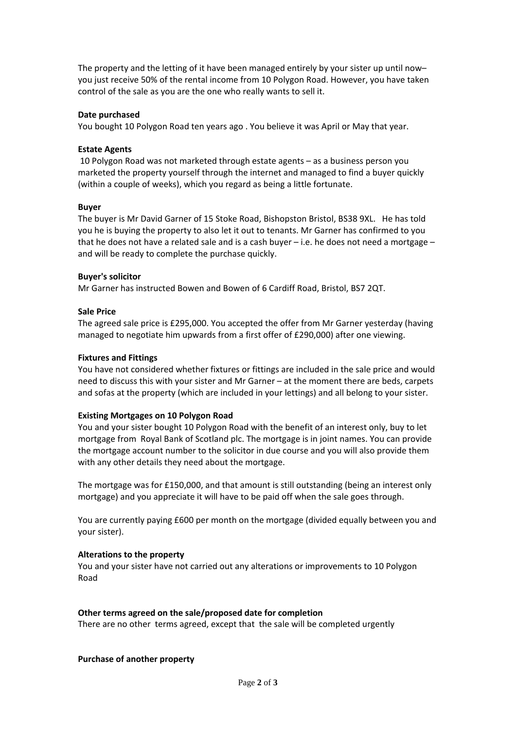The property and the letting of it have been managed entirely by your sister up until now– you just receive 50% of the rental income from 10 Polygon Road. However, you have taken control of the sale as you are the one who really wants to sell it.

**Date purchased**

You bought 10 Polygon Road ten years ago . You believe it was April or May that year.

**Estate Agents**

10 Polygon Road was not marketed through estate agents – as a business person you marketed the property yourself through the internet and managed to find a buyer quickly (within a couple of weeks), which you regard as being a little fortunate.

**Buyer**

The buyer is Mr David Garner of 15 Stoke Road, Bishopston Bristol, BS38 9XL. He has told you he is buying the property to also let it out to tenants. Mr Garner has confirmed to you that he does not have a related sale and is a cash buyer – i.e. he does not need a mortgage – and will be ready to complete the purchase quickly.

**Buyer's solicitor**

Mr Garner has instructed Bowen and Bowen of 6 Cardiff Road, Bristol, BS7 2QT.

**Sale Price**

The agreed sale price is £295,000. You accepted the offer from Mr Garner yesterday (having managed to negotiate him upwards from a first offer of £290,000) after one viewing.

**Fixtures and Fittings**

You have not considered whether fixtures or fittings are included in the sale price and would need to discuss this with your sister and Mr Garner – at the moment there are beds, carpets and sofas at the property (which are included in your lettings) and all belong to your sister.

**Existing Mortgages on 10 Polygon Road**

You and your sister bought 10 Polygon Road with the benefit of an interest only, buy to let mortgage from Royal Bank of Scotland plc. The mortgage is in joint names. You can provide the mortgage account number to the solicitor in due course and you will also provide them with any other details they need about the mortgage.

The mortgage was for £150,000, and that amount is still outstanding (being an interest only mortgage) and you appreciate it will have to be paid off when the sale goes through.

You are currently paying £600 per month on the mortgage (divided equally between you and your sister).

**Alterations to the property**

You and your sister have not carried out any alterations or improvements to 10 Polygon Road

**Other terms agreed on the sale/proposed date for completion**

There are no other terms agreed, except that the sale will be completed urgently

**Purchase of another property**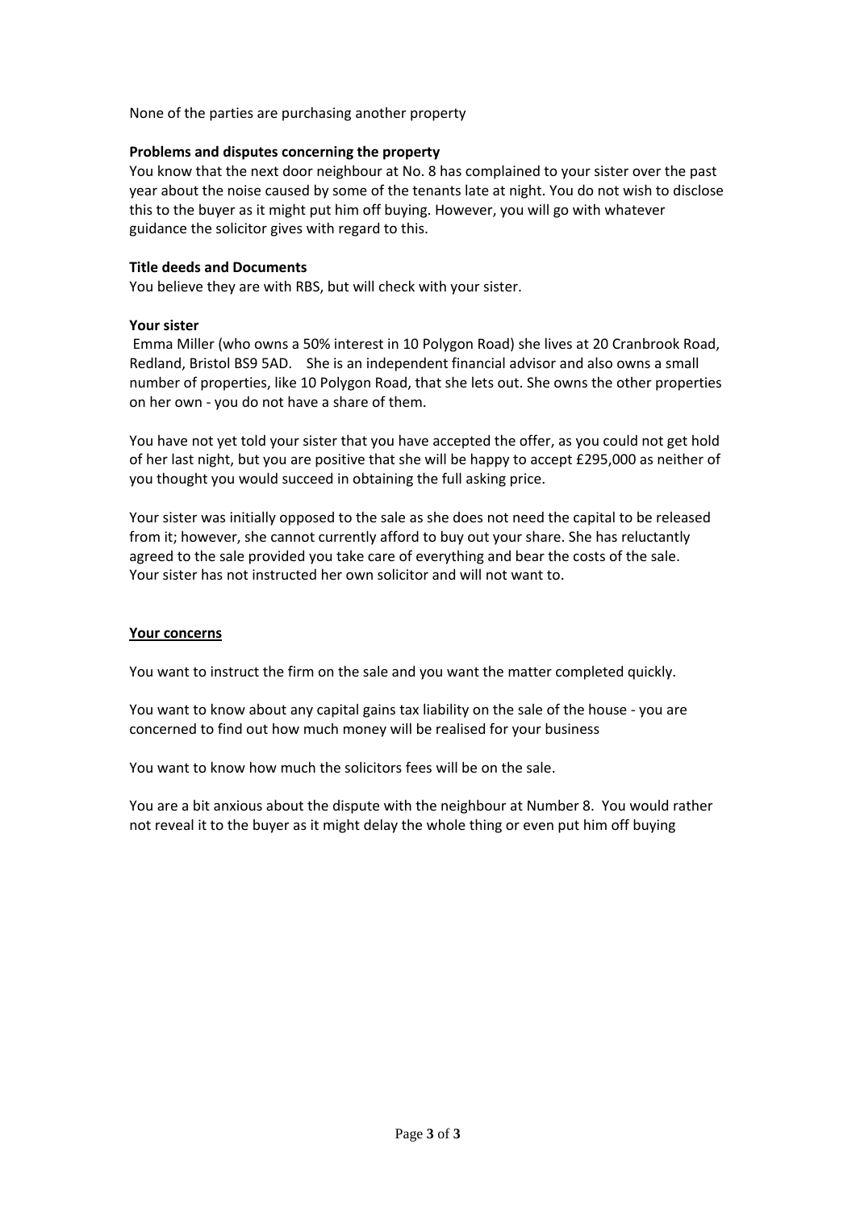None of the parties are purchasing another property

**Problems and disputes concerning the property**

You know that the next door neighbour at No. 8 has complained to your sister over the past year about the noise caused by some of the tenants late at night. You do not wish to disclose this to the buyer as it might put him off buying. However, you will go with whatever guidance the solicitor gives with regard to this.

**Title deeds and Documents**

You believe they are with RBS, but will check with your sister.

**Your sister**

Emma Miller (who owns a 50% interest in 10 Polygon Road) she lives at 20 Cranbrook Road, Redland, Bristol BS9 5AD. She is an independent financial advisor and also owns a small number of properties, like 10 Polygon Road, that she lets out. She owns the other properties on her own - you do not have a share of them.

You have not yet told your sister that you have accepted the offer, as you could not get hold of her last night, but you are positive that she will be happy to accept £295,000 as neither of you thought you would succeed in obtaining the full asking price.

Your sister was initially opposed to the sale as she does not need the capital to be released from it; however, she cannot currently afford to buy out your share. She has reluctantly agreed to the sale provided you take care of everything and bear the costs of the sale. Your sister has not instructed her own solicitor and will not want to.

**Your concerns**

You want to instruct the firm on the sale and you want the matter completed quickly.

You want to know about any capital gains tax liability on the sale of the house - you are concerned to find out how much money will be realised for your business

You want to know how much the solicitors fees will be on the sale.

You are a bit anxious about the dispute with the neighbour at Number 8. You would rather not reveal it to the buyer as it might delay the whole thing or even put him off buying